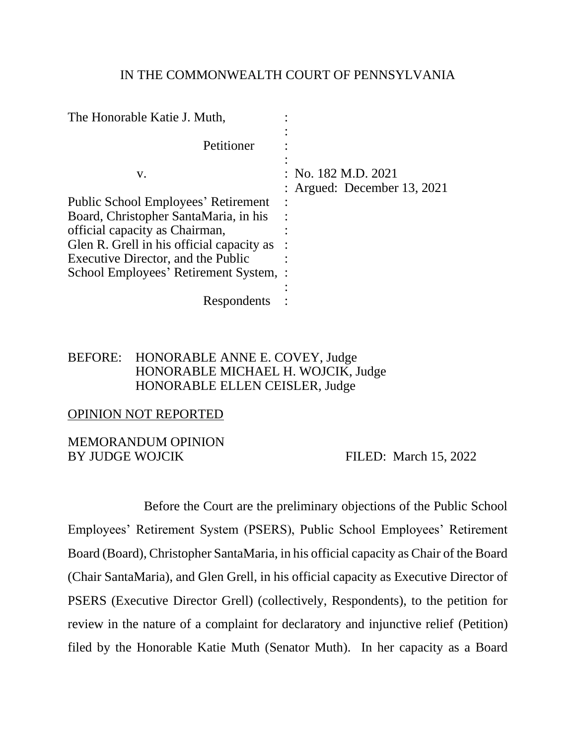IN THE COMMONWEALTH COURT OF PENNSYLVANIA

| | |
|---|---|
| The Honorable Katie J. Muth, | : |
| Petitioner | : |
| v. | : No. 182 M.D. 2021 |
| | : Argued: December 13, 2021 |
| Public School Employees' Retirement Board, Christopher SantaMaria, in his official capacity as Chairman, Glen R. Grell in his official capacity as Executive Director, and the Public School Employees' Retirement System, | : |
| Respondents | : |

BEFORE: HONORABLE ANNE E. COVEY, Judge
HONORABLE MICHAEL H. WOJCIK, Judge
HONORABLE ELLEN CEISLER, Judge

OPINION NOT REPORTED

MEMORANDUM OPINION
BY JUDGE WOJCIK FILED: March 15, 2022

Before the Court are the preliminary objections of the Public School Employees' Retirement System (PSERS), Public School Employees' Retirement Board (Board), Christopher SantaMaria, in his official capacity as Chair of the Board (Chair SantaMaria), and Glen Grell, in his official capacity as Executive Director of PSERS (Executive Director Grell) (collectively, Respondents), to the petition for review in the nature of a complaint for declaratory and injunctive relief (Petition) filed by the Honorable Katie Muth (Senator Muth). In her capacity as a Board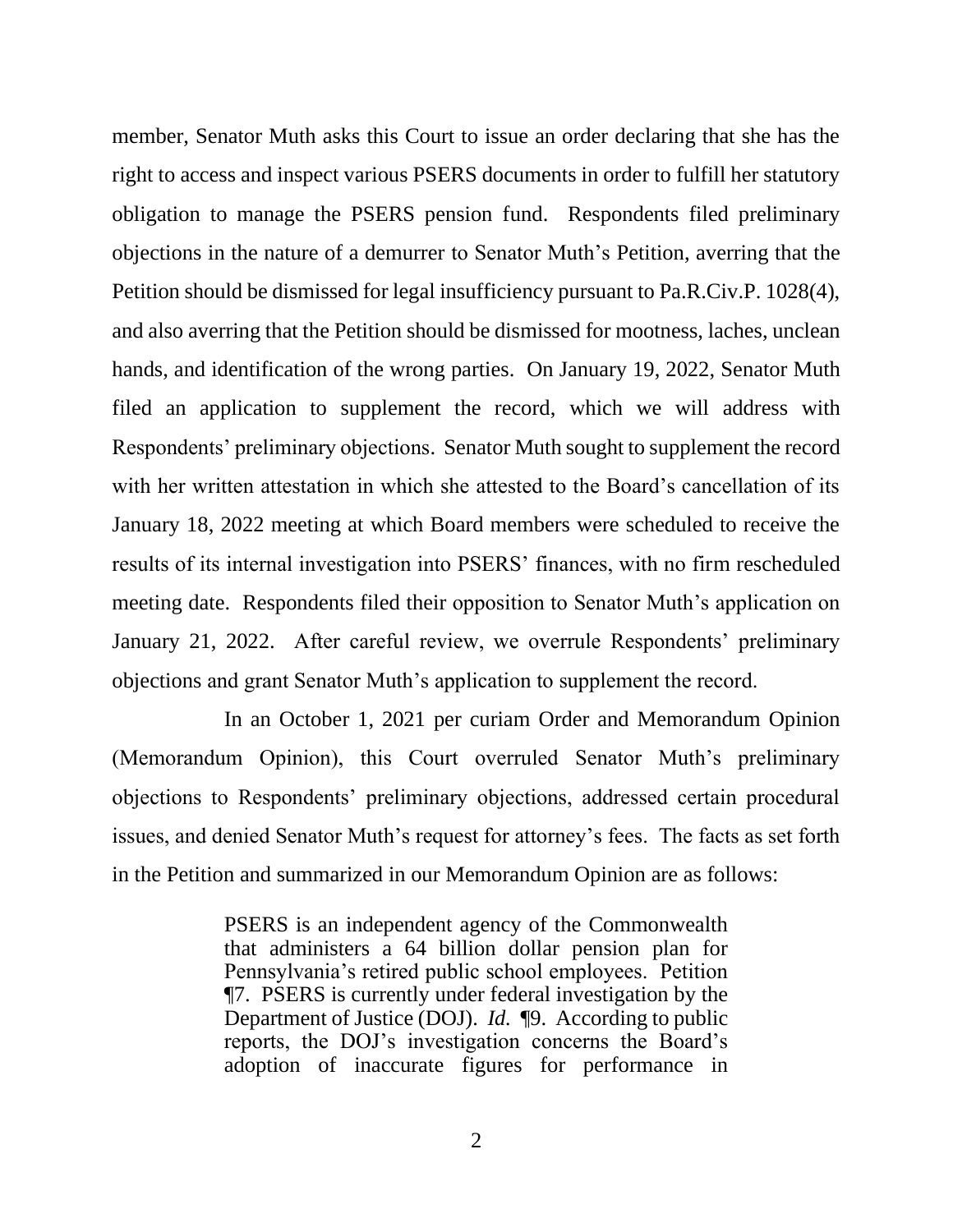member, Senator Muth asks this Court to issue an order declaring that she has the right to access and inspect various PSERS documents in order to fulfill her statutory obligation to manage the PSERS pension fund. Respondents filed preliminary objections in the nature of a demurrer to Senator Muth's Petition, averring that the Petition should be dismissed for legal insufficiency pursuant to Pa.R.Civ.P. 1028(4), and also averring that the Petition should be dismissed for mootness, laches, unclean hands, and identification of the wrong parties. On January 19, 2022, Senator Muth filed an application to supplement the record, which we will address with Respondents' preliminary objections. Senator Muth sought to supplement the record with her written attestation in which she attested to the Board's cancellation of its January 18, 2022 meeting at which Board members were scheduled to receive the results of its internal investigation into PSERS' finances, with no firm rescheduled meeting date. Respondents filed their opposition to Senator Muth's application on January 21, 2022. After careful review, we overrule Respondents' preliminary objections and grant Senator Muth's application to supplement the record.

In an October 1, 2021 per curiam Order and Memorandum Opinion (Memorandum Opinion), this Court overruled Senator Muth's preliminary objections to Respondents' preliminary objections, addressed certain procedural issues, and denied Senator Muth's request for attorney's fees. The facts as set forth in the Petition and summarized in our Memorandum Opinion are as follows:

> PSERS is an independent agency of the Commonwealth that administers a 64 billion dollar pension plan for Pennsylvania's retired public school employees. Petition ¶7. PSERS is currently under federal investigation by the Department of Justice (DOJ). *Id.* ¶9. According to public reports, the DOJ's investigation concerns the Board's adoption of inaccurate figures for performance in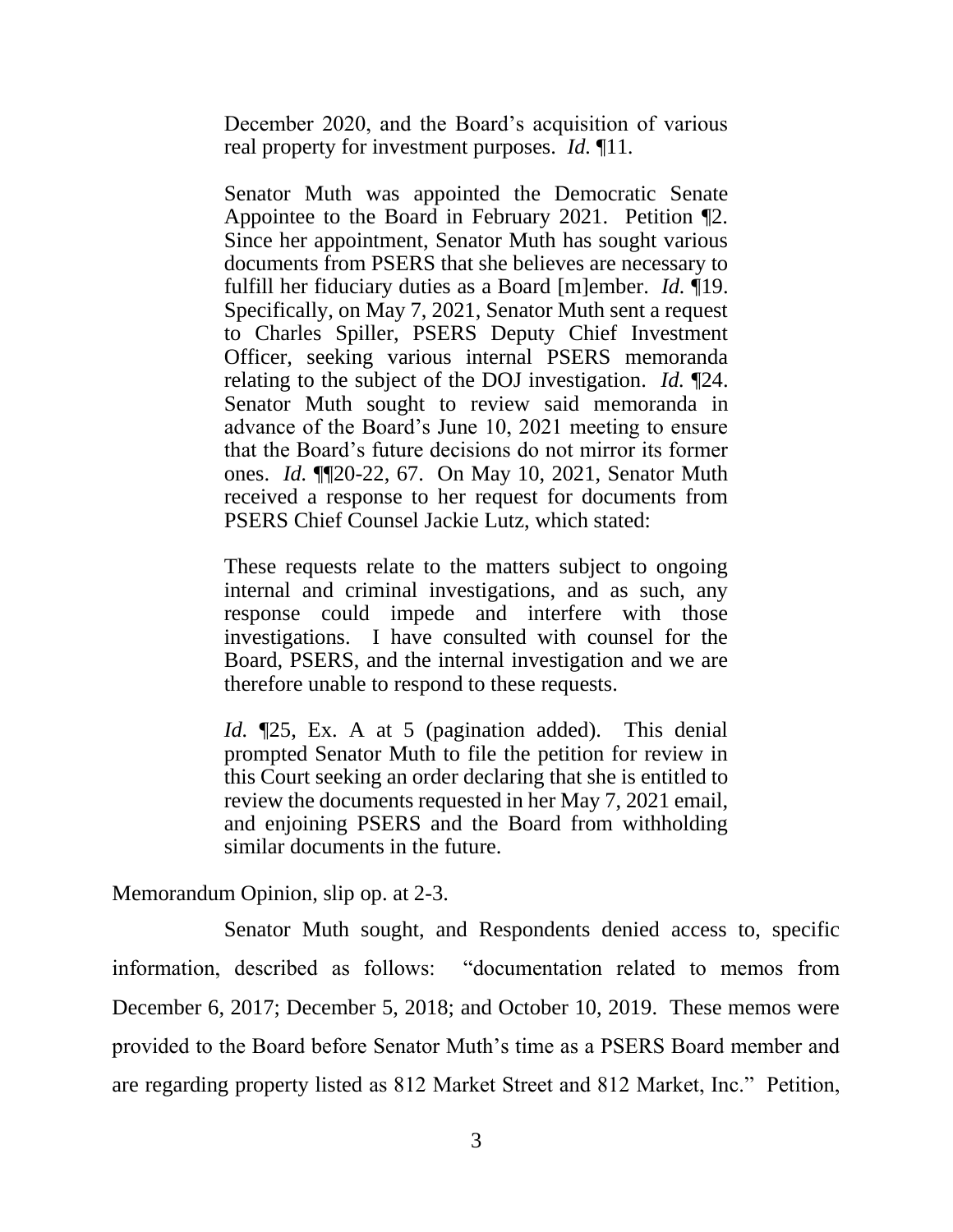> December 2020, and the Board's acquisition of various real property for investment purposes. *Id.* ¶11.
>
> Senator Muth was appointed the Democratic Senate Appointee to the Board in February 2021. Petition ¶2. Since her appointment, Senator Muth has sought various documents from PSERS that she believes are necessary to fulfill her fiduciary duties as a Board [m]ember. *Id.* ¶19. Specifically, on May 7, 2021, Senator Muth sent a request to Charles Spiller, PSERS Deputy Chief Investment Officer, seeking various internal PSERS memoranda relating to the subject of the DOJ investigation. *Id.* ¶24. Senator Muth sought to review said memoranda in advance of the Board's June 10, 2021 meeting to ensure that the Board's future decisions do not mirror its former ones. *Id.* ¶¶20-22, 67. On May 10, 2021, Senator Muth received a response to her request for documents from PSERS Chief Counsel Jackie Lutz, which stated:
>
> These requests relate to the matters subject to ongoing internal and criminal investigations, and as such, any response could impede and interfere with those investigations. I have consulted with counsel for the Board, PSERS, and the internal investigation and we are therefore unable to respond to these requests.
>
> *Id.* ¶25, Ex. A at 5 (pagination added). This denial prompted Senator Muth to file the petition for review in this Court seeking an order declaring that she is entitled to review the documents requested in her May 7, 2021 email, and enjoining PSERS and the Board from withholding similar documents in the future.

Memorandum Opinion, slip op. at 2-3.

Senator Muth sought, and Respondents denied access to, specific information, described as follows: "documentation related to memos from December 6, 2017; December 5, 2018; and October 10, 2019. These memos were provided to the Board before Senator Muth's time as a PSERS Board member and are regarding property listed as 812 Market Street and 812 Market, Inc." Petition,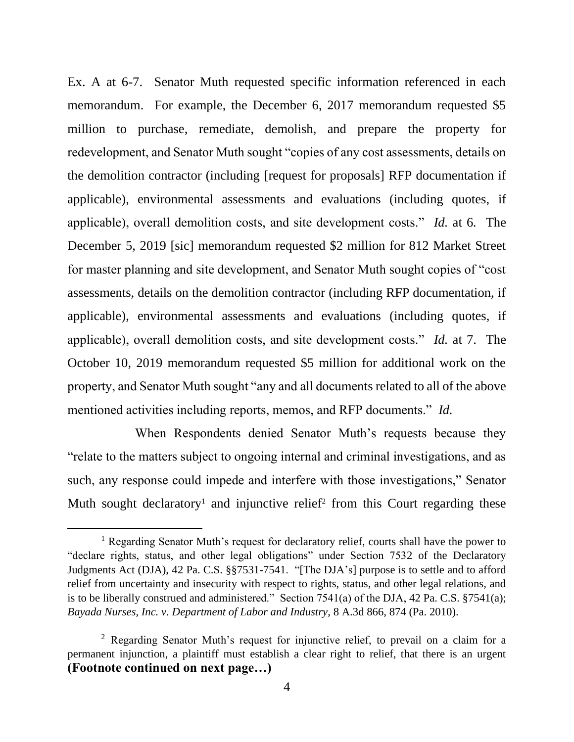Ex. A at 6-7. Senator Muth requested specific information referenced in each memorandum. For example, the December 6, 2017 memorandum requested $5 million to purchase, remediate, demolish, and prepare the property for redevelopment, and Senator Muth sought "copies of any cost assessments, details on the demolition contractor (including [request for proposals] RFP documentation if applicable), environmental assessments and evaluations (including quotes, if applicable), overall demolition costs, and site development costs." *Id.* at 6. The December 5, 2019 [sic] memorandum requested $2 million for 812 Market Street for master planning and site development, and Senator Muth sought copies of "cost assessments, details on the demolition contractor (including RFP documentation, if applicable), environmental assessments and evaluations (including quotes, if applicable), overall demolition costs, and site development costs." *Id.* at 7. The October 10, 2019 memorandum requested $5 million for additional work on the property, and Senator Muth sought "any and all documents related to all of the above mentioned activities including reports, memos, and RFP documents." *Id.*

When Respondents denied Senator Muth's requests because they "relate to the matters subject to ongoing internal and criminal investigations, and as such, any response could impede and interfere with those investigations," Senator Muth sought declaratory[1] and injunctive relief[2] from this Court regarding these

[1] Regarding Senator Muth's request for declaratory relief, courts shall have the power to "declare rights, status, and other legal obligations" under Section 7532 of the Declaratory Judgments Act (DJA), 42 Pa. C.S. §§7531-7541. "[The DJA's] purpose is to settle and to afford relief from uncertainty and insecurity with respect to rights, status, and other legal relations, and is to be liberally construed and administered." Section 7541(a) of the DJA, 42 Pa. C.S. §7541(a); *Bayada Nurses, Inc. v. Department of Labor and Industry*, 8 A.3d 866, 874 (Pa. 2010).

[2] Regarding Senator Muth's request for injunctive relief, to prevail on a claim for a permanent injunction, a plaintiff must establish a clear right to relief, that there is an urgent

**(Footnote continued on next page…)**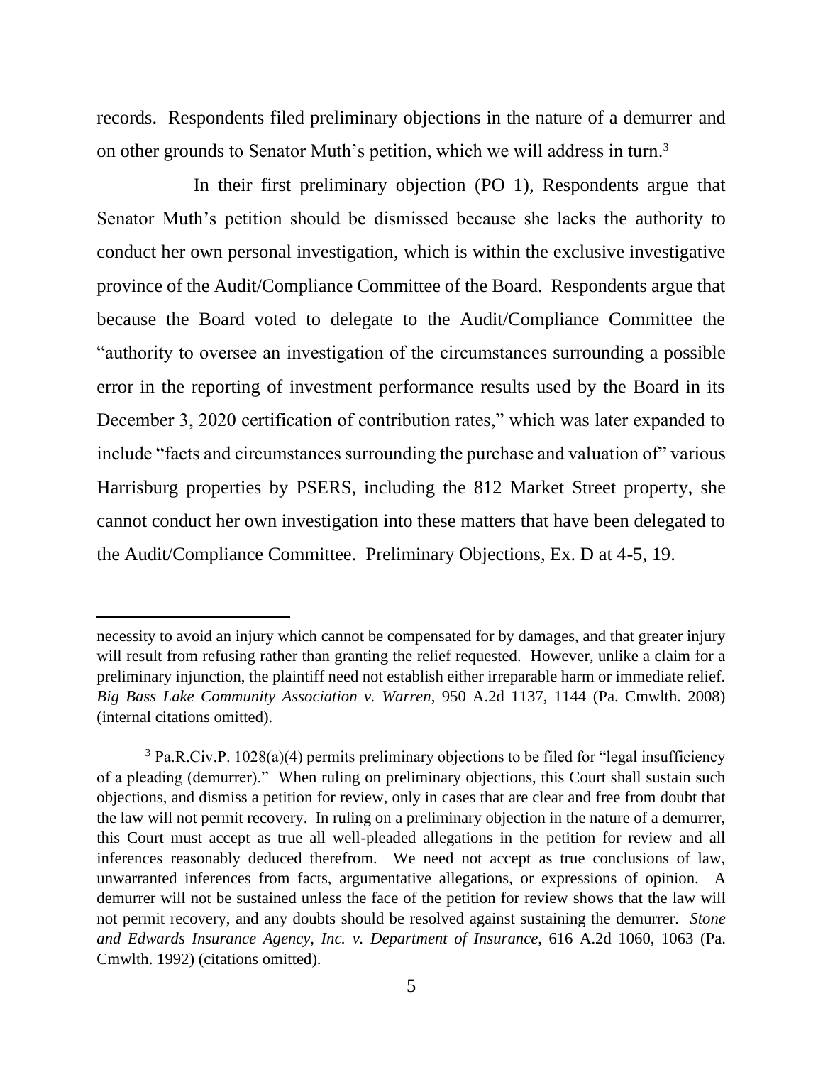records. Respondents filed preliminary objections in the nature of a demurrer and on other grounds to Senator Muth's petition, which we will address in turn.[3]

In their first preliminary objection (PO 1), Respondents argue that Senator Muth's petition should be dismissed because she lacks the authority to conduct her own personal investigation, which is within the exclusive investigative province of the Audit/Compliance Committee of the Board. Respondents argue that because the Board voted to delegate to the Audit/Compliance Committee the "authority to oversee an investigation of the circumstances surrounding a possible error in the reporting of investment performance results used by the Board in its December 3, 2020 certification of contribution rates," which was later expanded to include "facts and circumstances surrounding the purchase and valuation of" various Harrisburg properties by PSERS, including the 812 Market Street property, she cannot conduct her own investigation into these matters that have been delegated to the Audit/Compliance Committee. Preliminary Objections, Ex. D at 4-5, 19.

---

necessity to avoid an injury which cannot be compensated for by damages, and that greater injury will result from refusing rather than granting the relief requested. However, unlike a claim for a preliminary injunction, the plaintiff need not establish either irreparable harm or immediate relief. *Big Bass Lake Community Association v. Warren*, 950 A.2d 1137, 1144 (Pa. Cmwlth. 2008) (internal citations omitted).

[3] Pa.R.Civ.P. 1028(a)(4) permits preliminary objections to be filed for "legal insufficiency of a pleading (demurrer)." When ruling on preliminary objections, this Court shall sustain such objections, and dismiss a petition for review, only in cases that are clear and free from doubt that the law will not permit recovery. In ruling on a preliminary objection in the nature of a demurrer, this Court must accept as true all well-pleaded allegations in the petition for review and all inferences reasonably deduced therefrom. We need not accept as true conclusions of law, unwarranted inferences from facts, argumentative allegations, or expressions of opinion. A demurrer will not be sustained unless the face of the petition for review shows that the law will not permit recovery, and any doubts should be resolved against sustaining the demurrer. *Stone and Edwards Insurance Agency, Inc. v. Department of Insurance*, 616 A.2d 1060, 1063 (Pa. Cmwlth. 1992) (citations omitted).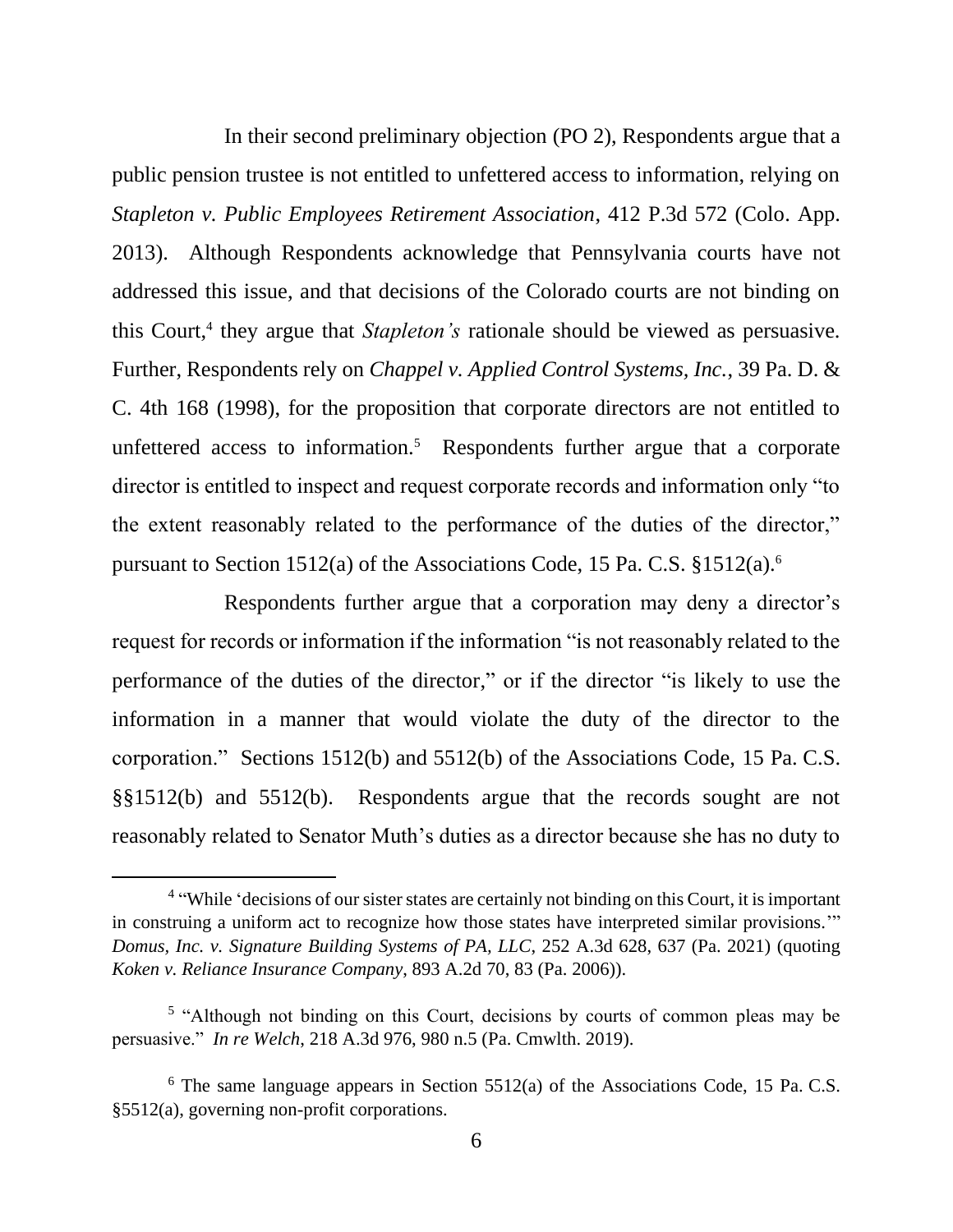In their second preliminary objection (PO 2), Respondents argue that a public pension trustee is not entitled to unfettered access to information, relying on *Stapleton v. Public Employees Retirement Association*, 412 P.3d 572 (Colo. App. 2013). Although Respondents acknowledge that Pennsylvania courts have not addressed this issue, and that decisions of the Colorado courts are not binding on this Court,[4] they argue that *Stapleton's* rationale should be viewed as persuasive. Further, Respondents rely on *Chappel v. Applied Control Systems, Inc.*, 39 Pa. D. & C. 4th 168 (1998), for the proposition that corporate directors are not entitled to unfettered access to information.[5] Respondents further argue that a corporate director is entitled to inspect and request corporate records and information only "to the extent reasonably related to the performance of the duties of the director," pursuant to Section 1512(a) of the Associations Code, 15 Pa. C.S. §1512(a).[6]

Respondents further argue that a corporation may deny a director's request for records or information if the information "is not reasonably related to the performance of the duties of the director," or if the director "is likely to use the information in a manner that would violate the duty of the director to the corporation." Sections 1512(b) and 5512(b) of the Associations Code, 15 Pa. C.S. §§1512(b) and 5512(b). Respondents argue that the records sought are not reasonably related to Senator Muth's duties as a director because she has no duty to

---

[4] "While 'decisions of our sister states are certainly not binding on this Court, it is important in construing a uniform act to recognize how those states have interpreted similar provisions.'" *Domus, Inc. v. Signature Building Systems of PA, LLC*, 252 A.3d 628, 637 (Pa. 2021) (quoting *Koken v. Reliance Insurance Company*, 893 A.2d 70, 83 (Pa. 2006)).

[5] "Although not binding on this Court, decisions by courts of common pleas may be persuasive." *In re Welch*, 218 A.3d 976, 980 n.5 (Pa. Cmwlth. 2019).

[6] The same language appears in Section 5512(a) of the Associations Code, 15 Pa. C.S. §5512(a), governing non-profit corporations.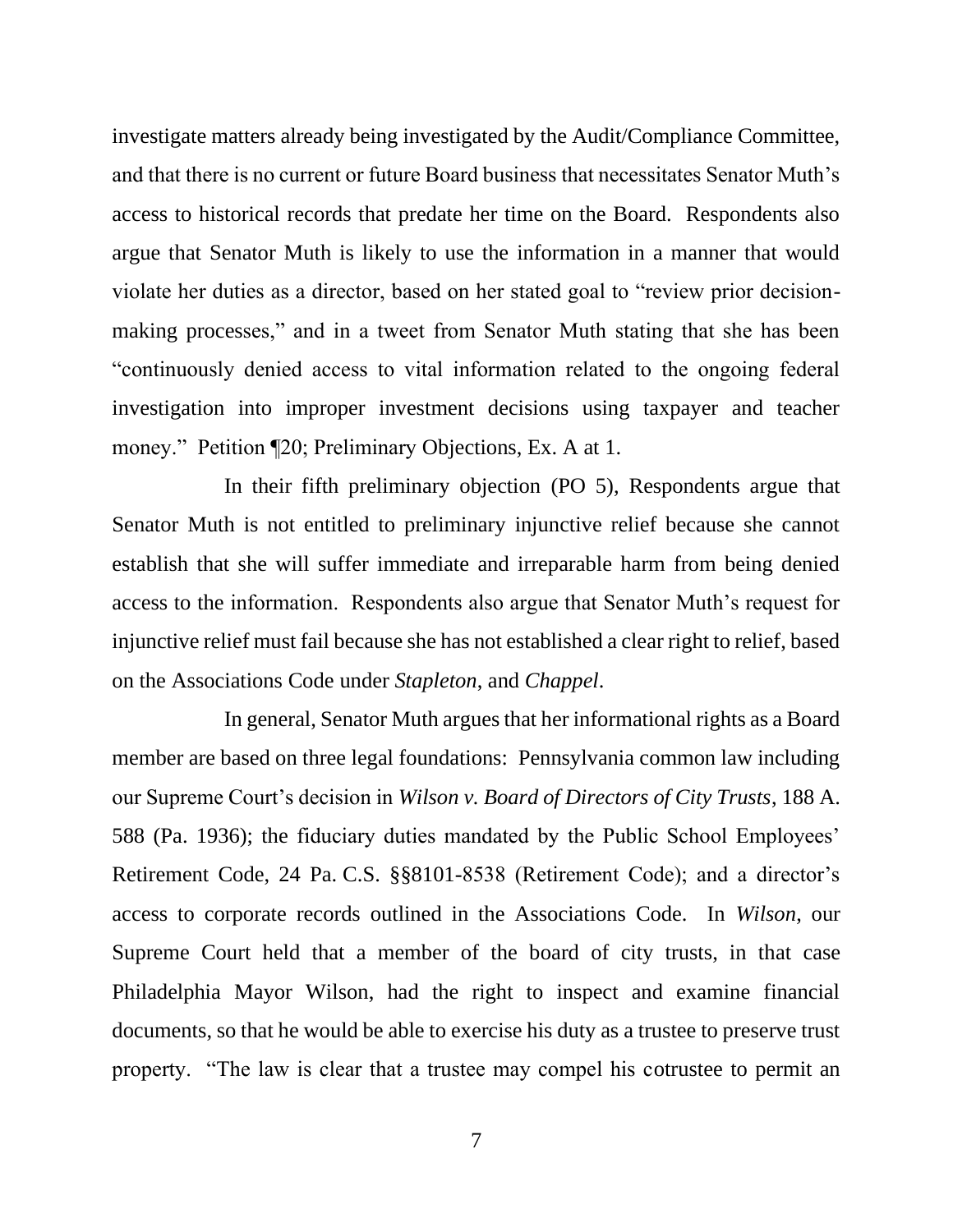investigate matters already being investigated by the Audit/Compliance Committee, and that there is no current or future Board business that necessitates Senator Muth's access to historical records that predate her time on the Board. Respondents also argue that Senator Muth is likely to use the information in a manner that would violate her duties as a director, based on her stated goal to "review prior decision-making processes," and in a tweet from Senator Muth stating that she has been "continuously denied access to vital information related to the ongoing federal investigation into improper investment decisions using taxpayer and teacher money." Petition ¶20; Preliminary Objections, Ex. A at 1.

In their fifth preliminary objection (PO 5), Respondents argue that Senator Muth is not entitled to preliminary injunctive relief because she cannot establish that she will suffer immediate and irreparable harm from being denied access to the information. Respondents also argue that Senator Muth's request for injunctive relief must fail because she has not established a clear right to relief, based on the Associations Code under *Stapleton*, and *Chappel*.

In general, Senator Muth argues that her informational rights as a Board member are based on three legal foundations: Pennsylvania common law including our Supreme Court's decision in *Wilson v. Board of Directors of City Trusts*, 188 A. 588 (Pa. 1936); the fiduciary duties mandated by the Public School Employees' Retirement Code, 24 Pa. C.S. §§8101-8538 (Retirement Code); and a director's access to corporate records outlined in the Associations Code. In *Wilson*, our Supreme Court held that a member of the board of city trusts, in that case Philadelphia Mayor Wilson, had the right to inspect and examine financial documents, so that he would be able to exercise his duty as a trustee to preserve trust property. "The law is clear that a trustee may compel his cotrustee to permit an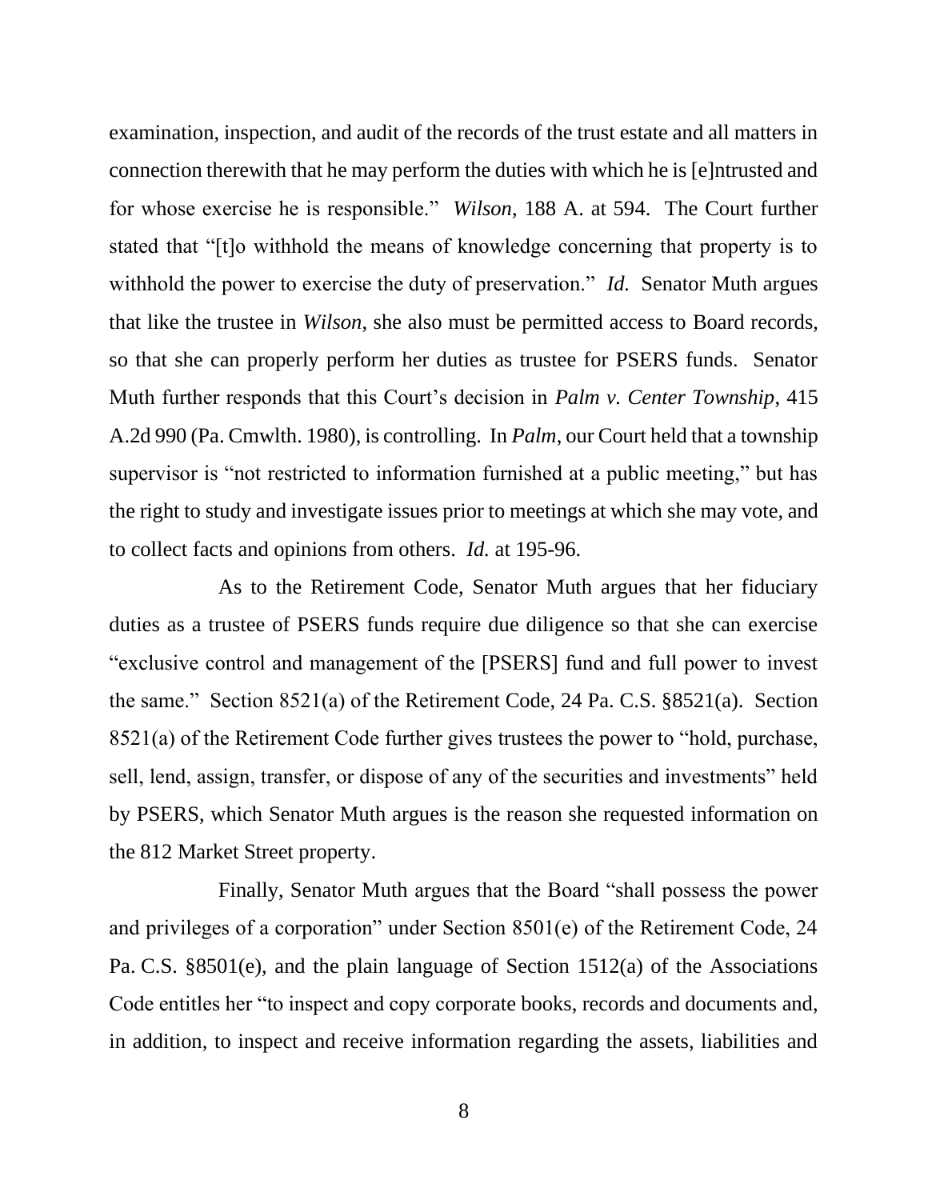examination, inspection, and audit of the records of the trust estate and all matters in connection therewith that he may perform the duties with which he is [e]ntrusted and for whose exercise he is responsible." *Wilson*, 188 A. at 594. The Court further stated that "[t]o withhold the means of knowledge concerning that property is to withhold the power to exercise the duty of preservation." *Id.* Senator Muth argues that like the trustee in *Wilson*, she also must be permitted access to Board records, so that she can properly perform her duties as trustee for PSERS funds. Senator Muth further responds that this Court's decision in *Palm v. Center Township*, 415 A.2d 990 (Pa. Cmwlth. 1980), is controlling. In *Palm*, our Court held that a township supervisor is "not restricted to information furnished at a public meeting," but has the right to study and investigate issues prior to meetings at which she may vote, and to collect facts and opinions from others. *Id.* at 195-96.

As to the Retirement Code, Senator Muth argues that her fiduciary duties as a trustee of PSERS funds require due diligence so that she can exercise "exclusive control and management of the [PSERS] fund and full power to invest the same." Section 8521(a) of the Retirement Code, 24 Pa. C.S. §8521(a). Section 8521(a) of the Retirement Code further gives trustees the power to "hold, purchase, sell, lend, assign, transfer, or dispose of any of the securities and investments" held by PSERS, which Senator Muth argues is the reason she requested information on the 812 Market Street property.

Finally, Senator Muth argues that the Board "shall possess the power and privileges of a corporation" under Section 8501(e) of the Retirement Code, 24 Pa. C.S. §8501(e), and the plain language of Section 1512(a) of the Associations Code entitles her "to inspect and copy corporate books, records and documents and, in addition, to inspect and receive information regarding the assets, liabilities and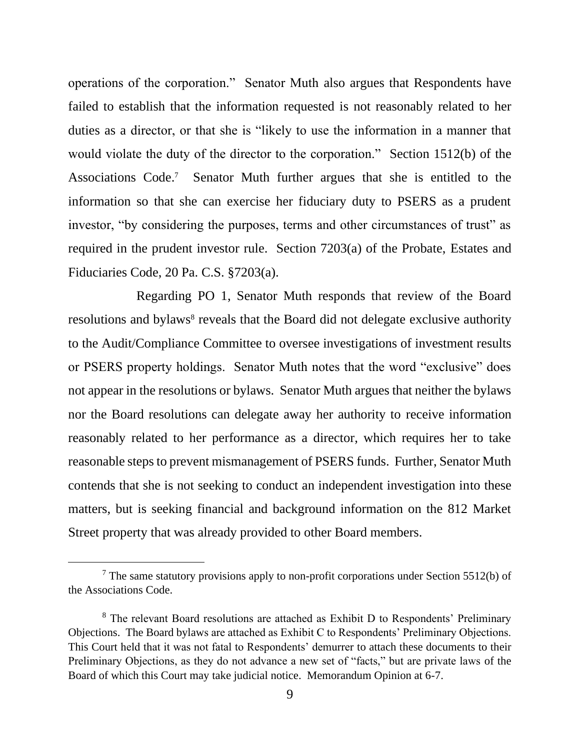operations of the corporation." Senator Muth also argues that Respondents have failed to establish that the information requested is not reasonably related to her duties as a director, or that she is "likely to use the information in a manner that would violate the duty of the director to the corporation." Section 1512(b) of the Associations Code.[7] Senator Muth further argues that she is entitled to the information so that she can exercise her fiduciary duty to PSERS as a prudent investor, "by considering the purposes, terms and other circumstances of trust" as required in the prudent investor rule. Section 7203(a) of the Probate, Estates and Fiduciaries Code, 20 Pa. C.S. §7203(a).

Regarding PO 1, Senator Muth responds that review of the Board resolutions and bylaws[8] reveals that the Board did not delegate exclusive authority to the Audit/Compliance Committee to oversee investigations of investment results or PSERS property holdings. Senator Muth notes that the word "exclusive" does not appear in the resolutions or bylaws. Senator Muth argues that neither the bylaws nor the Board resolutions can delegate away her authority to receive information reasonably related to her performance as a director, which requires her to take reasonable steps to prevent mismanagement of PSERS funds. Further, Senator Muth contends that she is not seeking to conduct an independent investigation into these matters, but is seeking financial and background information on the 812 Market Street property that was already provided to other Board members.

[7] The same statutory provisions apply to non-profit corporations under Section 5512(b) of the Associations Code.

[8] The relevant Board resolutions are attached as Exhibit D to Respondents' Preliminary Objections. The Board bylaws are attached as Exhibit C to Respondents' Preliminary Objections. This Court held that it was not fatal to Respondents' demurrer to attach these documents to their Preliminary Objections, as they do not advance a new set of "facts," but are private laws of the Board of which this Court may take judicial notice. Memorandum Opinion at 6-7.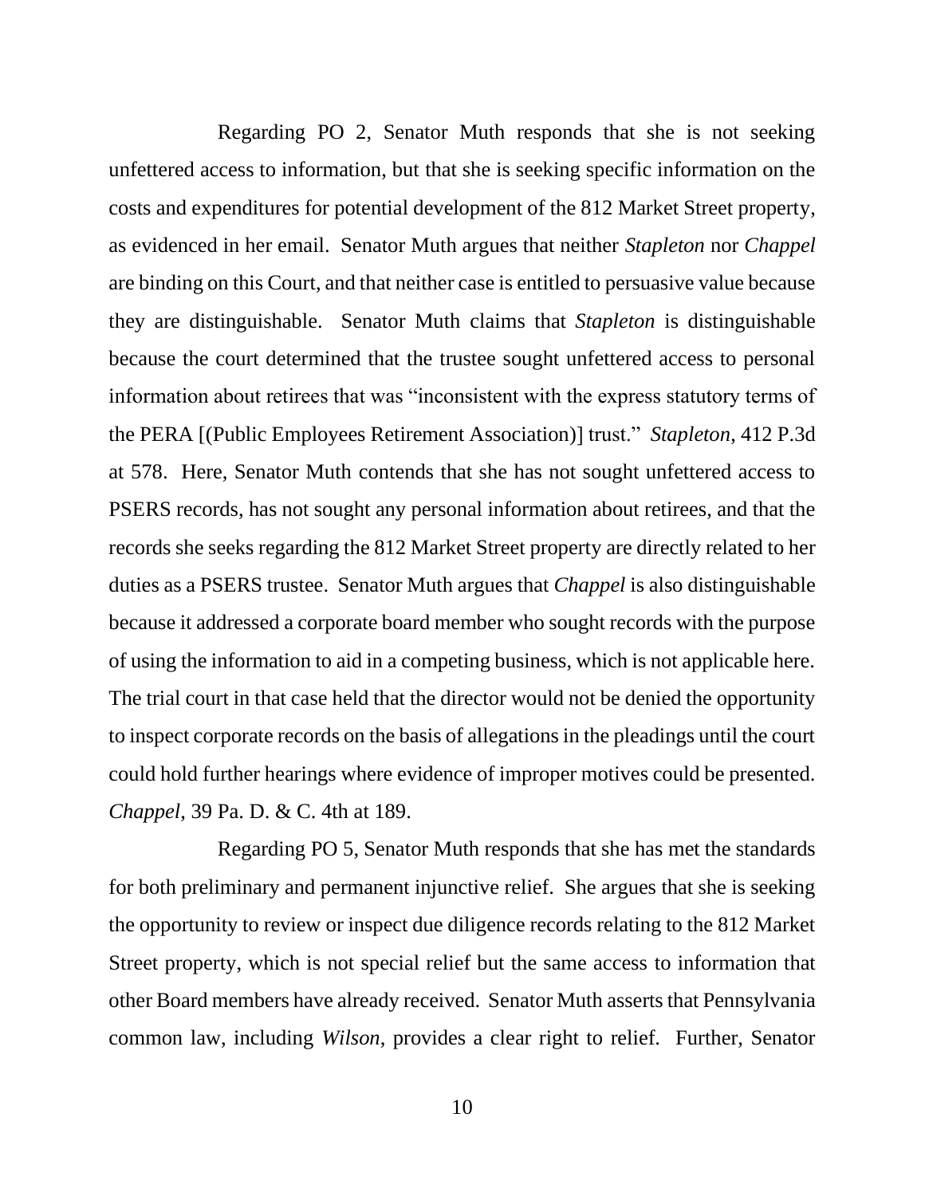Regarding PO 2, Senator Muth responds that she is not seeking unfettered access to information, but that she is seeking specific information on the costs and expenditures for potential development of the 812 Market Street property, as evidenced in her email. Senator Muth argues that neither *Stapleton* nor *Chappel* are binding on this Court, and that neither case is entitled to persuasive value because they are distinguishable. Senator Muth claims that *Stapleton* is distinguishable because the court determined that the trustee sought unfettered access to personal information about retirees that was "inconsistent with the express statutory terms of the PERA [(Public Employees Retirement Association)] trust." *Stapleton*, 412 P.3d at 578. Here, Senator Muth contends that she has not sought unfettered access to PSERS records, has not sought any personal information about retirees, and that the records she seeks regarding the 812 Market Street property are directly related to her duties as a PSERS trustee. Senator Muth argues that *Chappel* is also distinguishable because it addressed a corporate board member who sought records with the purpose of using the information to aid in a competing business, which is not applicable here. The trial court in that case held that the director would not be denied the opportunity to inspect corporate records on the basis of allegations in the pleadings until the court could hold further hearings where evidence of improper motives could be presented. *Chappel*, 39 Pa. D. & C. 4th at 189.

Regarding PO 5, Senator Muth responds that she has met the standards for both preliminary and permanent injunctive relief. She argues that she is seeking the opportunity to review or inspect due diligence records relating to the 812 Market Street property, which is not special relief but the same access to information that other Board members have already received. Senator Muth asserts that Pennsylvania common law, including *Wilson*, provides a clear right to relief. Further, Senator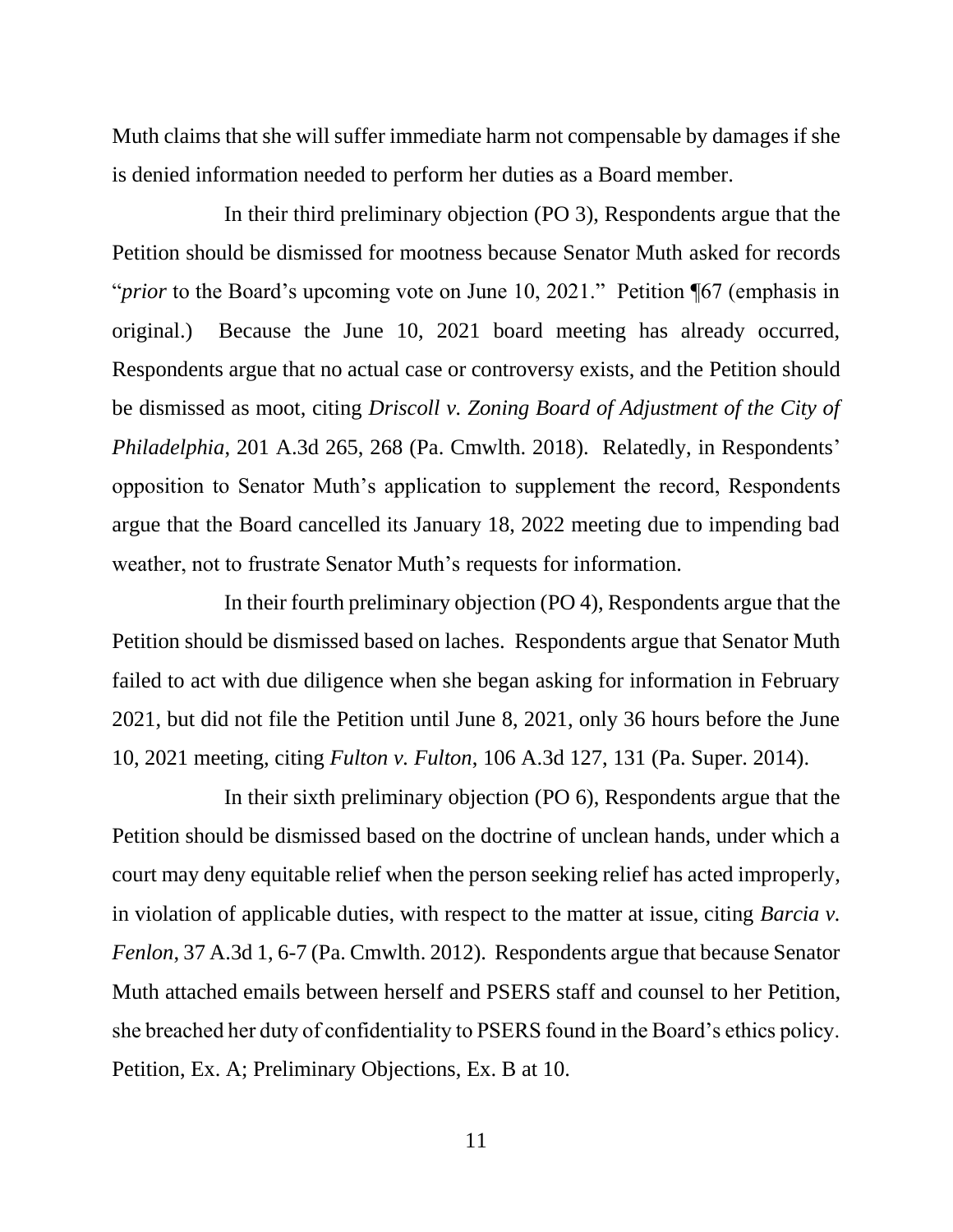Muth claims that she will suffer immediate harm not compensable by damages if she is denied information needed to perform her duties as a Board member.

In their third preliminary objection (PO 3), Respondents argue that the Petition should be dismissed for mootness because Senator Muth asked for records "*prior* to the Board's upcoming vote on June 10, 2021." Petition ¶67 (emphasis in original.) Because the June 10, 2021 board meeting has already occurred, Respondents argue that no actual case or controversy exists, and the Petition should be dismissed as moot, citing *Driscoll v. Zoning Board of Adjustment of the City of Philadelphia*, 201 A.3d 265, 268 (Pa. Cmwlth. 2018). Relatedly, in Respondents' opposition to Senator Muth's application to supplement the record, Respondents argue that the Board cancelled its January 18, 2022 meeting due to impending bad weather, not to frustrate Senator Muth's requests for information.

In their fourth preliminary objection (PO 4), Respondents argue that the Petition should be dismissed based on laches. Respondents argue that Senator Muth failed to act with due diligence when she began asking for information in February 2021, but did not file the Petition until June 8, 2021, only 36 hours before the June 10, 2021 meeting, citing *Fulton v. Fulton*, 106 A.3d 127, 131 (Pa. Super. 2014).

In their sixth preliminary objection (PO 6), Respondents argue that the Petition should be dismissed based on the doctrine of unclean hands, under which a court may deny equitable relief when the person seeking relief has acted improperly, in violation of applicable duties, with respect to the matter at issue, citing *Barcia v. Fenlon*, 37 A.3d 1, 6-7 (Pa. Cmwlth. 2012). Respondents argue that because Senator Muth attached emails between herself and PSERS staff and counsel to her Petition, she breached her duty of confidentiality to PSERS found in the Board's ethics policy. Petition, Ex. A; Preliminary Objections, Ex. B at 10.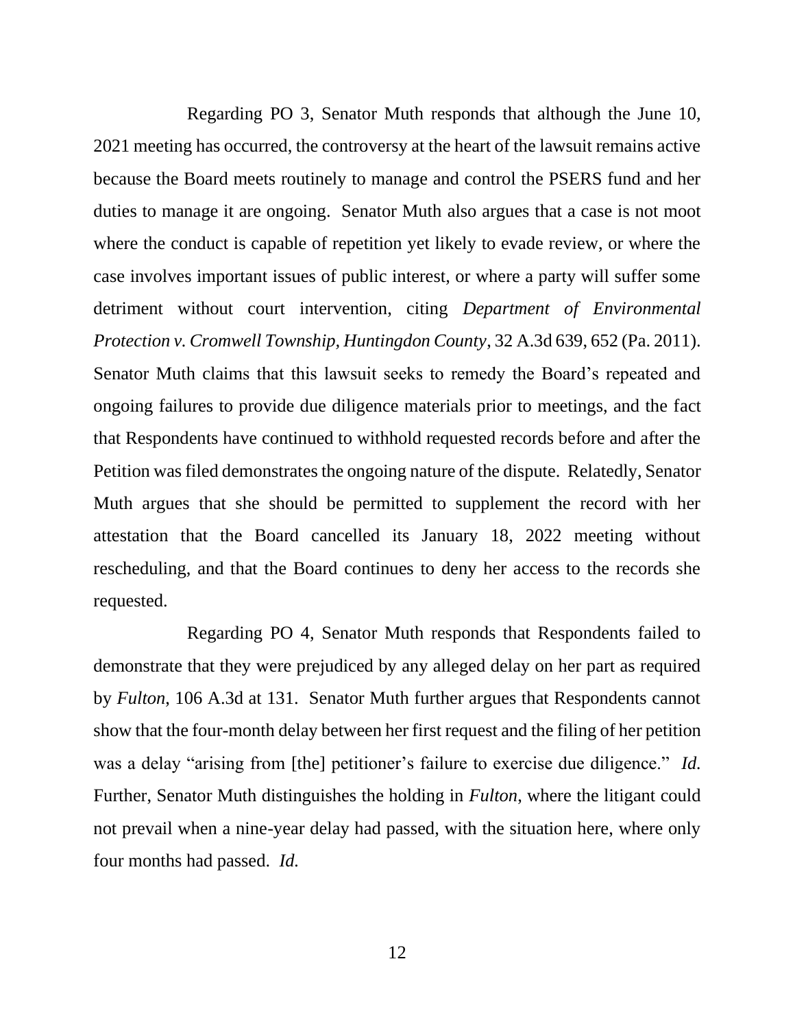Regarding PO 3, Senator Muth responds that although the June 10, 2021 meeting has occurred, the controversy at the heart of the lawsuit remains active because the Board meets routinely to manage and control the PSERS fund and her duties to manage it are ongoing. Senator Muth also argues that a case is not moot where the conduct is capable of repetition yet likely to evade review, or where the case involves important issues of public interest, or where a party will suffer some detriment without court intervention, citing *Department of Environmental Protection v. Cromwell Township, Huntingdon County*, 32 A.3d 639, 652 (Pa. 2011). Senator Muth claims that this lawsuit seeks to remedy the Board's repeated and ongoing failures to provide due diligence materials prior to meetings, and the fact that Respondents have continued to withhold requested records before and after the Petition was filed demonstrates the ongoing nature of the dispute. Relatedly, Senator Muth argues that she should be permitted to supplement the record with her attestation that the Board cancelled its January 18, 2022 meeting without rescheduling, and that the Board continues to deny her access to the records she requested.

Regarding PO 4, Senator Muth responds that Respondents failed to demonstrate that they were prejudiced by any alleged delay on her part as required by *Fulton*, 106 A.3d at 131. Senator Muth further argues that Respondents cannot show that the four-month delay between her first request and the filing of her petition was a delay "arising from [the] petitioner's failure to exercise due diligence." *Id.* Further, Senator Muth distinguishes the holding in *Fulton*, where the litigant could not prevail when a nine-year delay had passed, with the situation here, where only four months had passed. *Id.*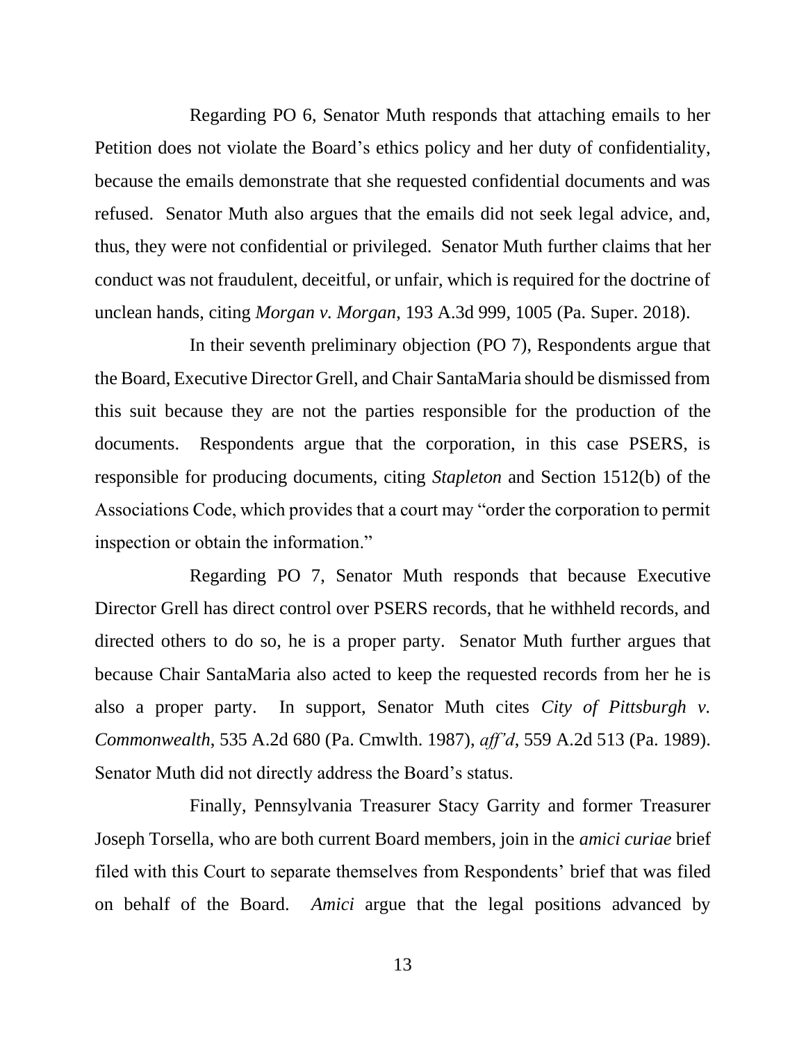Regarding PO 6, Senator Muth responds that attaching emails to her Petition does not violate the Board's ethics policy and her duty of confidentiality, because the emails demonstrate that she requested confidential documents and was refused. Senator Muth also argues that the emails did not seek legal advice, and, thus, they were not confidential or privileged. Senator Muth further claims that her conduct was not fraudulent, deceitful, or unfair, which is required for the doctrine of unclean hands, citing *Morgan v. Morgan*, 193 A.3d 999, 1005 (Pa. Super. 2018).

In their seventh preliminary objection (PO 7), Respondents argue that the Board, Executive Director Grell, and Chair SantaMaria should be dismissed from this suit because they are not the parties responsible for the production of the documents. Respondents argue that the corporation, in this case PSERS, is responsible for producing documents, citing *Stapleton* and Section 1512(b) of the Associations Code, which provides that a court may "order the corporation to permit inspection or obtain the information."

Regarding PO 7, Senator Muth responds that because Executive Director Grell has direct control over PSERS records, that he withheld records, and directed others to do so, he is a proper party. Senator Muth further argues that because Chair SantaMaria also acted to keep the requested records from her he is also a proper party. In support, Senator Muth cites *City of Pittsburgh v. Commonwealth*, 535 A.2d 680 (Pa. Cmwlth. 1987), *aff'd*, 559 A.2d 513 (Pa. 1989). Senator Muth did not directly address the Board's status.

Finally, Pennsylvania Treasurer Stacy Garrity and former Treasurer Joseph Torsella, who are both current Board members, join in the *amici curiae* brief filed with this Court to separate themselves from Respondents' brief that was filed on behalf of the Board. *Amici* argue that the legal positions advanced by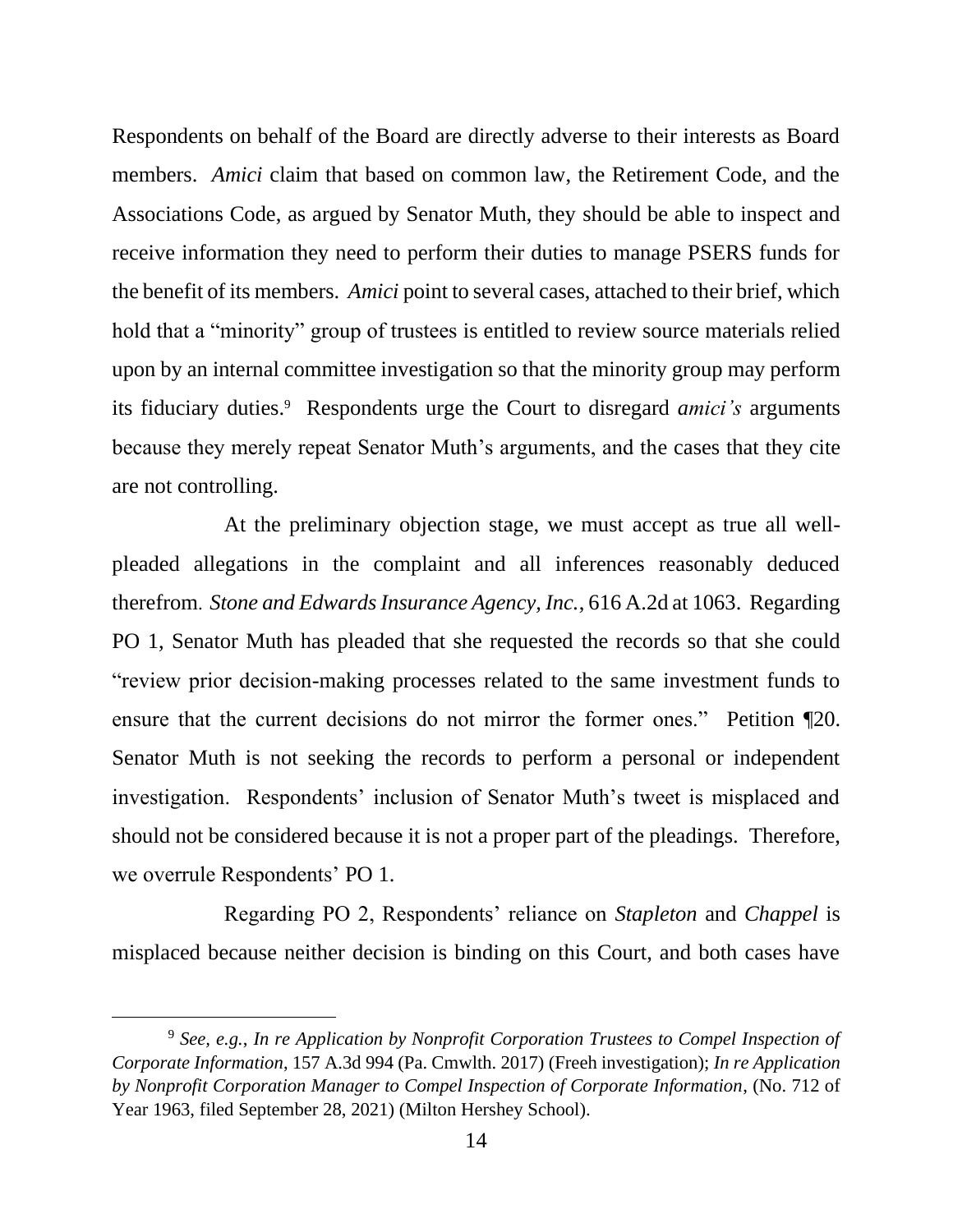Respondents on behalf of the Board are directly adverse to their interests as Board members. *Amici* claim that based on common law, the Retirement Code, and the Associations Code, as argued by Senator Muth, they should be able to inspect and receive information they need to perform their duties to manage PSERS funds for the benefit of its members. *Amici* point to several cases, attached to their brief, which hold that a "minority" group of trustees is entitled to review source materials relied upon by an internal committee investigation so that the minority group may perform its fiduciary duties.[9] Respondents urge the Court to disregard *amici's* arguments because they merely repeat Senator Muth's arguments, and the cases that they cite are not controlling.

At the preliminary objection stage, we must accept as true all well-pleaded allegations in the complaint and all inferences reasonably deduced therefrom. *Stone and Edwards Insurance Agency, Inc.*, 616 A.2d at 1063. Regarding PO 1, Senator Muth has pleaded that she requested the records so that she could "review prior decision-making processes related to the same investment funds to ensure that the current decisions do not mirror the former ones." Petition ¶20. Senator Muth is not seeking the records to perform a personal or independent investigation. Respondents' inclusion of Senator Muth's tweet is misplaced and should not be considered because it is not a proper part of the pleadings. Therefore, we overrule Respondents' PO 1.

Regarding PO 2, Respondents' reliance on *Stapleton* and *Chappel* is misplaced because neither decision is binding on this Court, and both cases have

---

[9] *See, e.g.*, *In re Application by Nonprofit Corporation Trustees to Compel Inspection of Corporate Information*, 157 A.3d 994 (Pa. Cmwlth. 2017) (Freeh investigation); *In re Application by Nonprofit Corporation Manager to Compel Inspection of Corporate Information*, (No. 712 of Year 1963, filed September 28, 2021) (Milton Hershey School).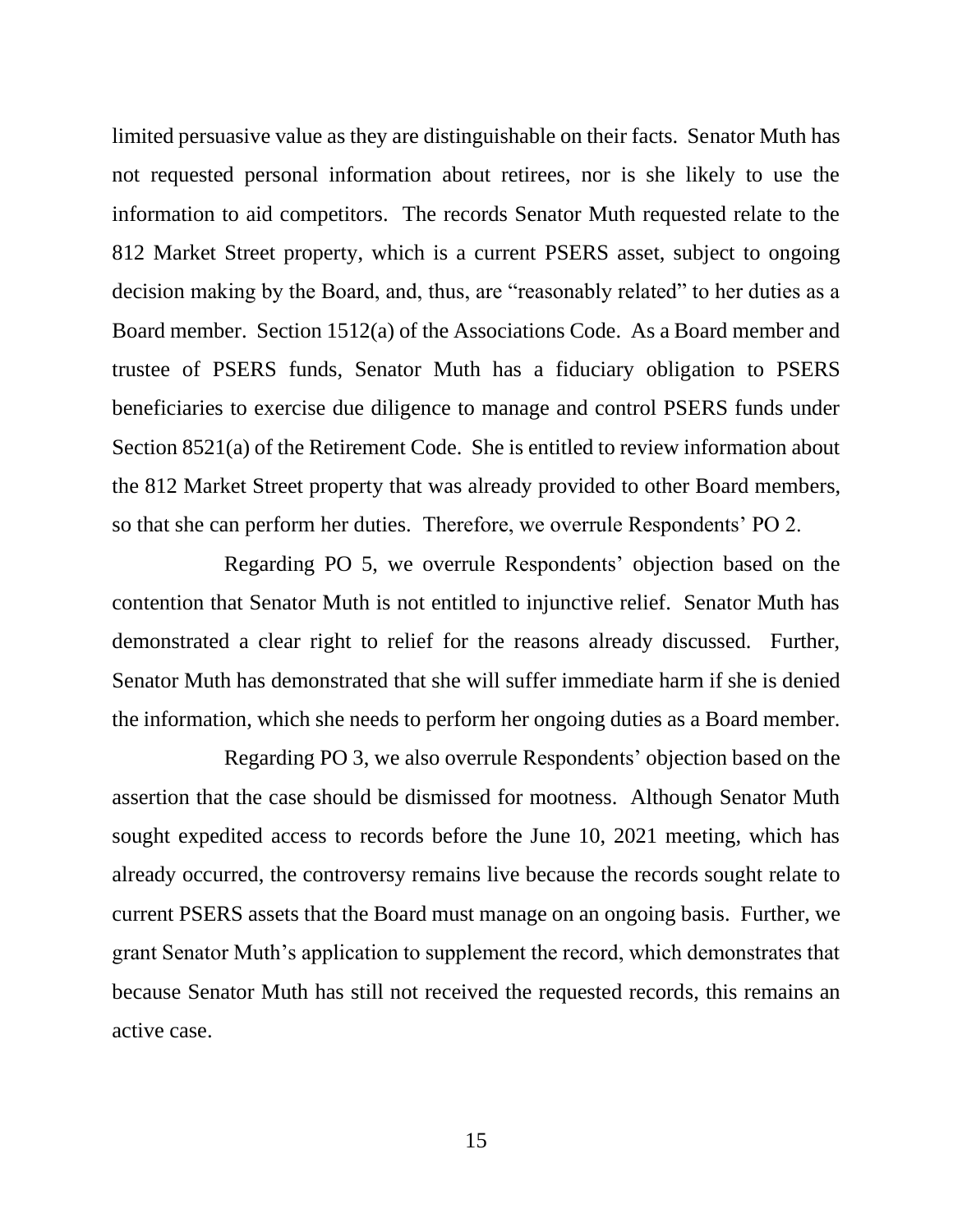limited persuasive value as they are distinguishable on their facts. Senator Muth has not requested personal information about retirees, nor is she likely to use the information to aid competitors. The records Senator Muth requested relate to the 812 Market Street property, which is a current PSERS asset, subject to ongoing decision making by the Board, and, thus, are "reasonably related" to her duties as a Board member. Section 1512(a) of the Associations Code. As a Board member and trustee of PSERS funds, Senator Muth has a fiduciary obligation to PSERS beneficiaries to exercise due diligence to manage and control PSERS funds under Section 8521(a) of the Retirement Code. She is entitled to review information about the 812 Market Street property that was already provided to other Board members, so that she can perform her duties. Therefore, we overrule Respondents' PO 2.

Regarding PO 5, we overrule Respondents' objection based on the contention that Senator Muth is not entitled to injunctive relief. Senator Muth has demonstrated a clear right to relief for the reasons already discussed. Further, Senator Muth has demonstrated that she will suffer immediate harm if she is denied the information, which she needs to perform her ongoing duties as a Board member.

Regarding PO 3, we also overrule Respondents' objection based on the assertion that the case should be dismissed for mootness. Although Senator Muth sought expedited access to records before the June 10, 2021 meeting, which has already occurred, the controversy remains live because the records sought relate to current PSERS assets that the Board must manage on an ongoing basis. Further, we grant Senator Muth's application to supplement the record, which demonstrates that because Senator Muth has still not received the requested records, this remains an active case.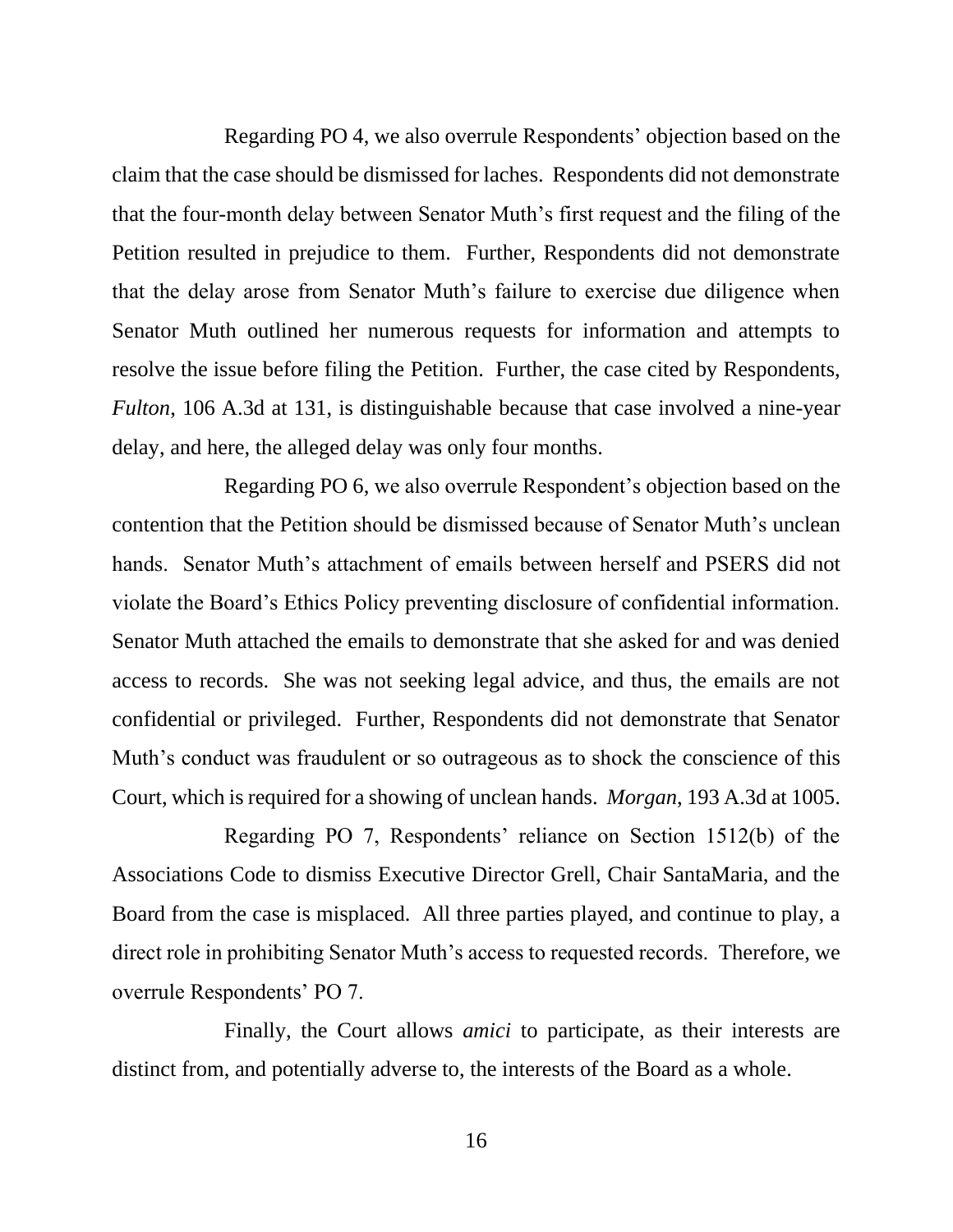Regarding PO 4, we also overrule Respondents' objection based on the claim that the case should be dismissed for laches. Respondents did not demonstrate that the four-month delay between Senator Muth's first request and the filing of the Petition resulted in prejudice to them. Further, Respondents did not demonstrate that the delay arose from Senator Muth's failure to exercise due diligence when Senator Muth outlined her numerous requests for information and attempts to resolve the issue before filing the Petition. Further, the case cited by Respondents, *Fulton*, 106 A.3d at 131, is distinguishable because that case involved a nine-year delay, and here, the alleged delay was only four months.

Regarding PO 6, we also overrule Respondent's objection based on the contention that the Petition should be dismissed because of Senator Muth's unclean hands. Senator Muth's attachment of emails between herself and PSERS did not violate the Board's Ethics Policy preventing disclosure of confidential information. Senator Muth attached the emails to demonstrate that she asked for and was denied access to records. She was not seeking legal advice, and thus, the emails are not confidential or privileged. Further, Respondents did not demonstrate that Senator Muth's conduct was fraudulent or so outrageous as to shock the conscience of this Court, which is required for a showing of unclean hands. *Morgan*, 193 A.3d at 1005.

Regarding PO 7, Respondents' reliance on Section 1512(b) of the Associations Code to dismiss Executive Director Grell, Chair SantaMaria, and the Board from the case is misplaced. All three parties played, and continue to play, a direct role in prohibiting Senator Muth's access to requested records. Therefore, we overrule Respondents' PO 7.

Finally, the Court allows *amici* to participate, as their interests are distinct from, and potentially adverse to, the interests of the Board as a whole.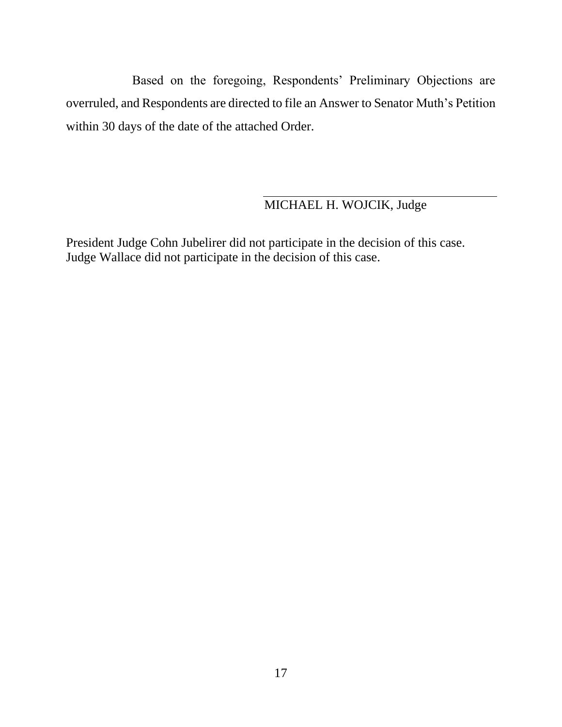Based on the foregoing, Respondents' Preliminary Objections are overruled, and Respondents are directed to file an Answer to Senator Muth's Petition within 30 days of the date of the attached Order.

MICHAEL H. WOJCIK, Judge

President Judge Cohn Jubelirer did not participate in the decision of this case.
Judge Wallace did not participate in the decision of this case.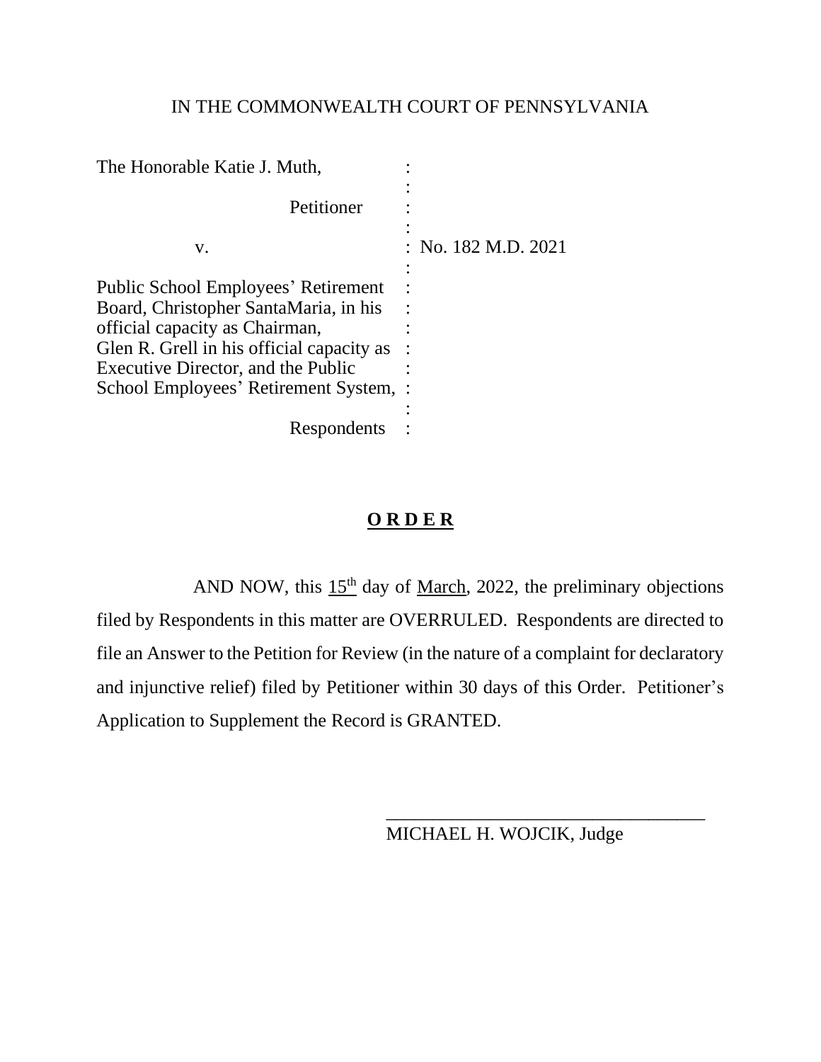IN THE COMMONWEALTH COURT OF PENNSYLVANIA

| | | |
|---|---|---|
| The Honorable Katie J. Muth, | : | |
| Petitioner | : | |
| v. | : | No. 182 M.D. 2021 |
| Public School Employees' Retirement Board, Christopher SantaMaria, in his official capacity as Chairman, Glen R. Grell in his official capacity as Executive Director, and the Public School Employees' Retirement System, | : | |
| Respondents | : | |

**O R D E R**

AND NOW, this 15th day of March, 2022, the preliminary objections filed by Respondents in this matter are OVERRULED. Respondents are directed to file an Answer to the Petition for Review (in the nature of a complaint for declaratory and injunctive relief) filed by Petitioner within 30 days of this Order. Petitioner's Application to Supplement the Record is GRANTED.

\_\_\_\_\_\_\_\_\_\_\_\_\_\_\_\_\_\_\_\_\_\_\_\_\_\_\_\_\_\_\_\_\_\_\_

MICHAEL H. WOJCIK, Judge